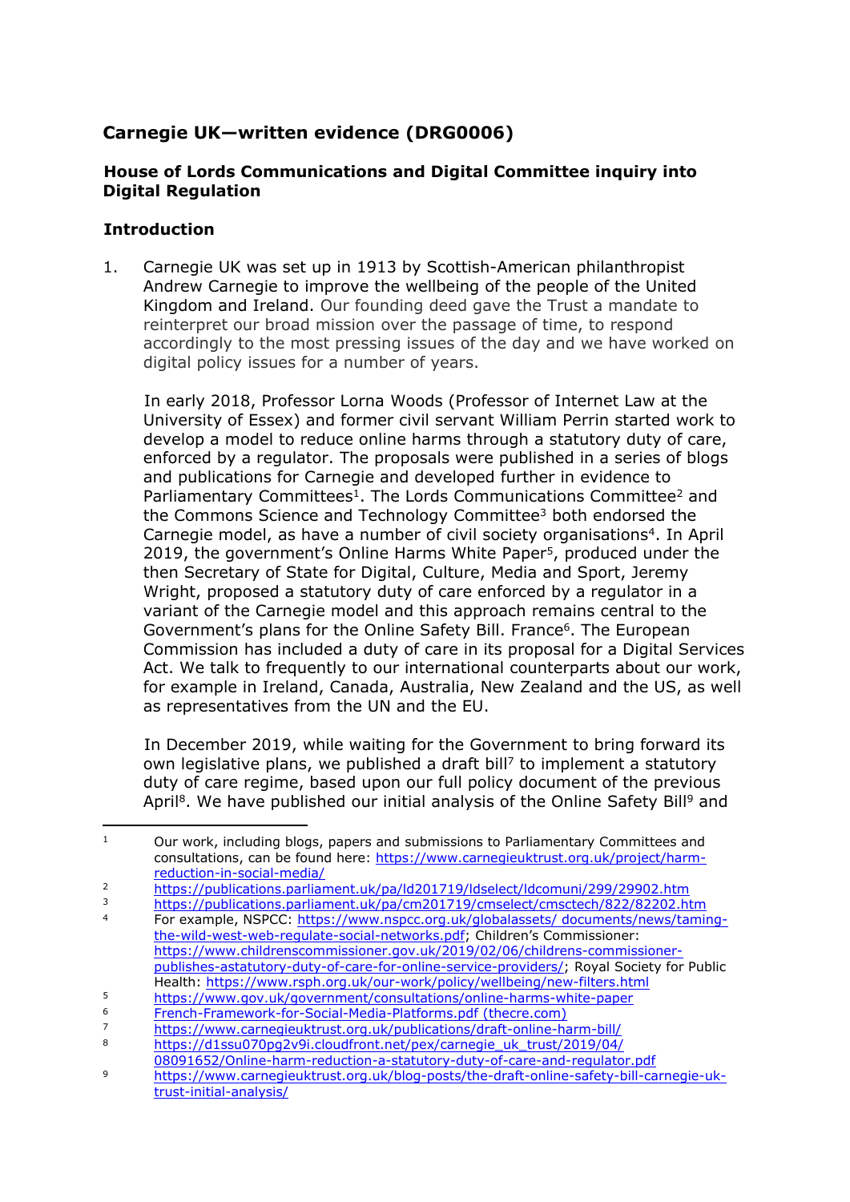## Carnegie UK—written evidence (DRG0006)

### House of Lords Communications and Digital Committee inquiry into Digital Regulation

### Introduction

1. Carnegie UK was set up in 1913 by Scottish-American philanthropist Andrew Carnegie to improve the wellbeing of the people of the United Kingdom and Ireland. Our founding deed gave the Trust a mandate to reinterpret our broad mission over the passage of time, to respond accordingly to the most pressing issues of the day and we have worked on digital policy issues for a number of years.

   In early 2018, Professor Lorna Woods (Professor of Internet Law at the University of Essex) and former civil servant William Perrin started work to develop a model to reduce online harms through a statutory duty of care, enforced by a regulator. The proposals were published in a series of blogs and publications for Carnegie and developed further in evidence to Parliamentary Committees[1]. The Lords Communications Committee[2] and the Commons Science and Technology Committee[3] both endorsed the Carnegie model, as have a number of civil society organisations[4]. In April 2019, the government's Online Harms White Paper[5], produced under the then Secretary of State for Digital, Culture, Media and Sport, Jeremy Wright, proposed a statutory duty of care enforced by a regulator in a variant of the Carnegie model and this approach remains central to the Government's plans for the Online Safety Bill. France[6]. The European Commission has included a duty of care in its proposal for a Digital Services Act. We talk to frequently to our international counterparts about our work, for example in Ireland, Canada, Australia, New Zealand and the US, as well as representatives from the UN and the EU.

   In December 2019, while waiting for the Government to bring forward its own legislative plans, we published a draft bill[7] to implement a statutory duty of care regime, based upon our full policy document of the previous April[8]. We have published our initial analysis of the Online Safety Bill[9] and

---

1. Our work, including blogs, papers and submissions to Parliamentary Committees and consultations, can be found here: https://www.carnegieuktrust.org.uk/project/harm-reduction-in-social-media/
2. https://publications.parliament.uk/pa/ld201719/ldselect/ldcomuni/299/29902.htm
3. https://publications.parliament.uk/pa/cm201719/cmselect/cmsctech/822/82202.htm
4. For example, NSPCC: https://www.nspcc.org.uk/globalassets/ documents/news/taming-the-wild-west-web-regulate-social-networks.pdf; Children's Commissioner: https://www.childrenscommissioner.gov.uk/2019/02/06/childrens-commissioner-publishes-astatutory-duty-of-care-for-online-service-providers/; Royal Society for Public Health: https://www.rsph.org.uk/our-work/policy/wellbeing/new-filters.html
5. https://www.gov.uk/government/consultations/online-harms-white-paper
6. French-Framework-for-Social-Media-Platforms.pdf (thecre.com)
7. https://www.carnegieuktrust.org.uk/publications/draft-online-harm-bill/
8. https://d1ssu070pg2v9i.cloudfront.net/pex/carnegie_uk_trust/2019/04/08091652/Online-harm-reduction-a-statutory-duty-of-care-and-regulator.pdf
9. https://www.carnegieuktrust.org.uk/blog-posts/the-draft-online-safety-bill-carnegie-uk-trust-initial-analysis/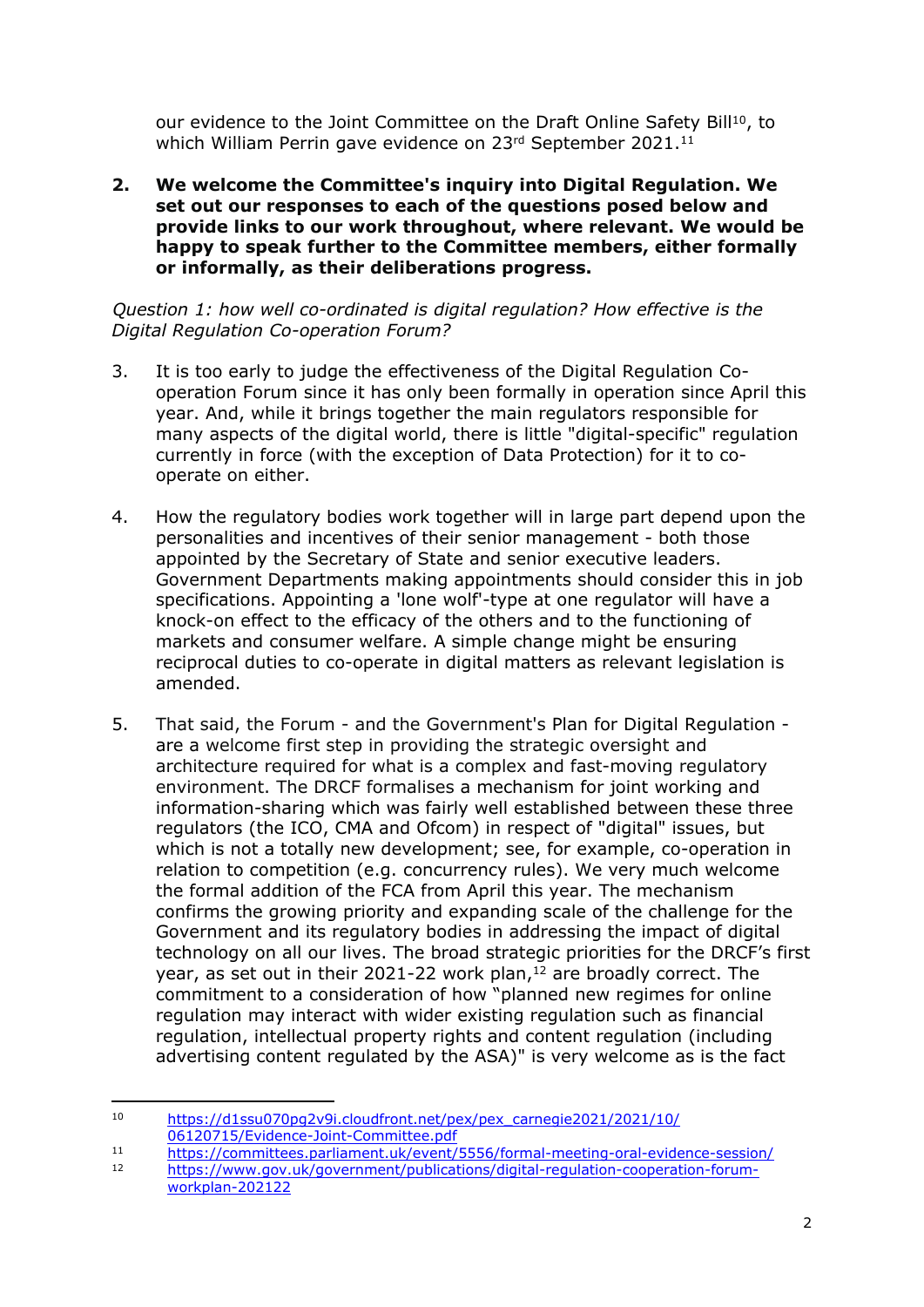our evidence to the Joint Committee on the Draft Online Safety Bill[10], to which William Perrin gave evidence on 23rd September 2021.[11]

2. **We welcome the Committee's inquiry into Digital Regulation. We set out our responses to each of the questions posed below and provide links to our work throughout, where relevant. We would be happy to speak further to the Committee members, either formally or informally, as their deliberations progress.**

*Question 1: how well co-ordinated is digital regulation? How effective is the Digital Regulation Co-operation Forum?*

3. It is too early to judge the effectiveness of the Digital Regulation Co-operation Forum since it has only been formally in operation since April this year. And, while it brings together the main regulators responsible for many aspects of the digital world, there is little "digital-specific" regulation currently in force (with the exception of Data Protection) for it to co-operate on either.

4. How the regulatory bodies work together will in large part depend upon the personalities and incentives of their senior management - both those appointed by the Secretary of State and senior executive leaders. Government Departments making appointments should consider this in job specifications. Appointing a 'lone wolf'-type at one regulator will have a knock-on effect to the efficacy of the others and to the functioning of markets and consumer welfare. A simple change might be ensuring reciprocal duties to co-operate in digital matters as relevant legislation is amended.

5. That said, the Forum - and the Government's Plan for Digital Regulation - are a welcome first step in providing the strategic oversight and architecture required for what is a complex and fast-moving regulatory environment. The DRCF formalises a mechanism for joint working and information-sharing which was fairly well established between these three regulators (the ICO, CMA and Ofcom) in respect of "digital" issues, but which is not a totally new development; see, for example, co-operation in relation to competition (e.g. concurrency rules). We very much welcome the formal addition of the FCA from April this year. The mechanism confirms the growing priority and expanding scale of the challenge for the Government and its regulatory bodies in addressing the impact of digital technology on all our lives. The broad strategic priorities for the DRCF's first year, as set out in their 2021-22 work plan,[12] are broadly correct. The commitment to a consideration of how "planned new regimes for online regulation may interact with wider existing regulation such as financial regulation, intellectual property rights and content regulation (including advertising content regulated by the ASA)" is very welcome as is the fact

---

[10] https://d1ssu070pg2v9i.cloudfront.net/pex/pex_carnegie2021/2021/10/06120715/Evidence-Joint-Committee.pdf

[11] https://committees.parliament.uk/event/5556/formal-meeting-oral-evidence-session/

[12] https://www.gov.uk/government/publications/digital-regulation-cooperation-forum-workplan-202122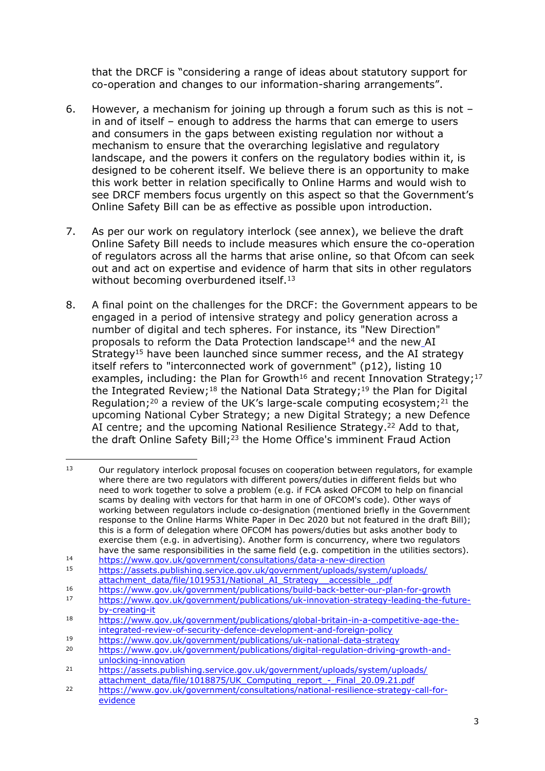that the DRCF is "considering a range of ideas about statutory support for co-operation and changes to our information-sharing arrangements".

6. However, a mechanism for joining up through a forum such as this is not – in and of itself – enough to address the harms that can emerge to users and consumers in the gaps between existing regulation nor without a mechanism to ensure that the overarching legislative and regulatory landscape, and the powers it confers on the regulatory bodies within it, is designed to be coherent itself. We believe there is an opportunity to make this work better in relation specifically to Online Harms and would wish to see DRCF members focus urgently on this aspect so that the Government's Online Safety Bill can be as effective as possible upon introduction.

7. As per our work on regulatory interlock (see annex), we believe the draft Online Safety Bill needs to include measures which ensure the co-operation of regulators across all the harms that arise online, so that Ofcom can seek out and act on expertise and evidence of harm that sits in other regulators without becoming overburdened itself.[13]

8. A final point on the challenges for the DRCF: the Government appears to be engaged in a period of intensive strategy and policy generation across a number of digital and tech spheres. For instance, its "New Direction" proposals to reform the Data Protection landscape[14] and the new AI Strategy[15] have been launched since summer recess, and the AI strategy itself refers to "interconnected work of government" (p12), listing 10 examples, including: the Plan for Growth[16] and recent Innovation Strategy;[17] the Integrated Review;[18] the National Data Strategy;[19] the Plan for Digital Regulation;[20] a review of the UK's large-scale computing ecosystem;[21] the upcoming National Cyber Strategy; a new Digital Strategy; a new Defence AI centre; and the upcoming National Resilience Strategy.[22] Add to that, the draft Online Safety Bill;[23] the Home Office's imminent Fraud Action

---

[13] Our regulatory interlock proposal focuses on cooperation between regulators, for example where there are two regulators with different powers/duties in different fields but who need to work together to solve a problem (e.g. if FCA asked OFCOM to help on financial scams by dealing with vectors for that harm in one of OFCOM's code). Other ways of working between regulators include co-designation (mentioned briefly in the Government response to the Online Harms White Paper in Dec 2020 but not featured in the draft Bill); this is a form of delegation where OFCOM has powers/duties but asks another body to exercise them (e.g. in advertising). Another form is concurrency, where two regulators have the same responsibilities in the same field (e.g. competition in the utilities sectors).

[14] https://www.gov.uk/government/consultations/data-a-new-direction

[15] https://assets.publishing.service.gov.uk/government/uploads/system/uploads/attachment_data/file/1019531/National_AI_Strategy__accessible_.pdf

[16] https://www.gov.uk/government/publications/build-back-better-our-plan-for-growth

[17] https://www.gov.uk/government/publications/uk-innovation-strategy-leading-the-future-by-creating-it

[18] https://www.gov.uk/government/publications/global-britain-in-a-competitive-age-the-integrated-review-of-security-defence-development-and-foreign-policy

[19] https://www.gov.uk/government/publications/uk-national-data-strategy

[20] https://www.gov.uk/government/publications/digital-regulation-driving-growth-and-unlocking-innovation

[21] https://assets.publishing.service.gov.uk/government/uploads/system/uploads/attachment_data/file/1018875/UK_Computing_report_-_Final_20.09.21.pdf

[22] https://www.gov.uk/government/consultations/national-resilience-strategy-call-for-evidence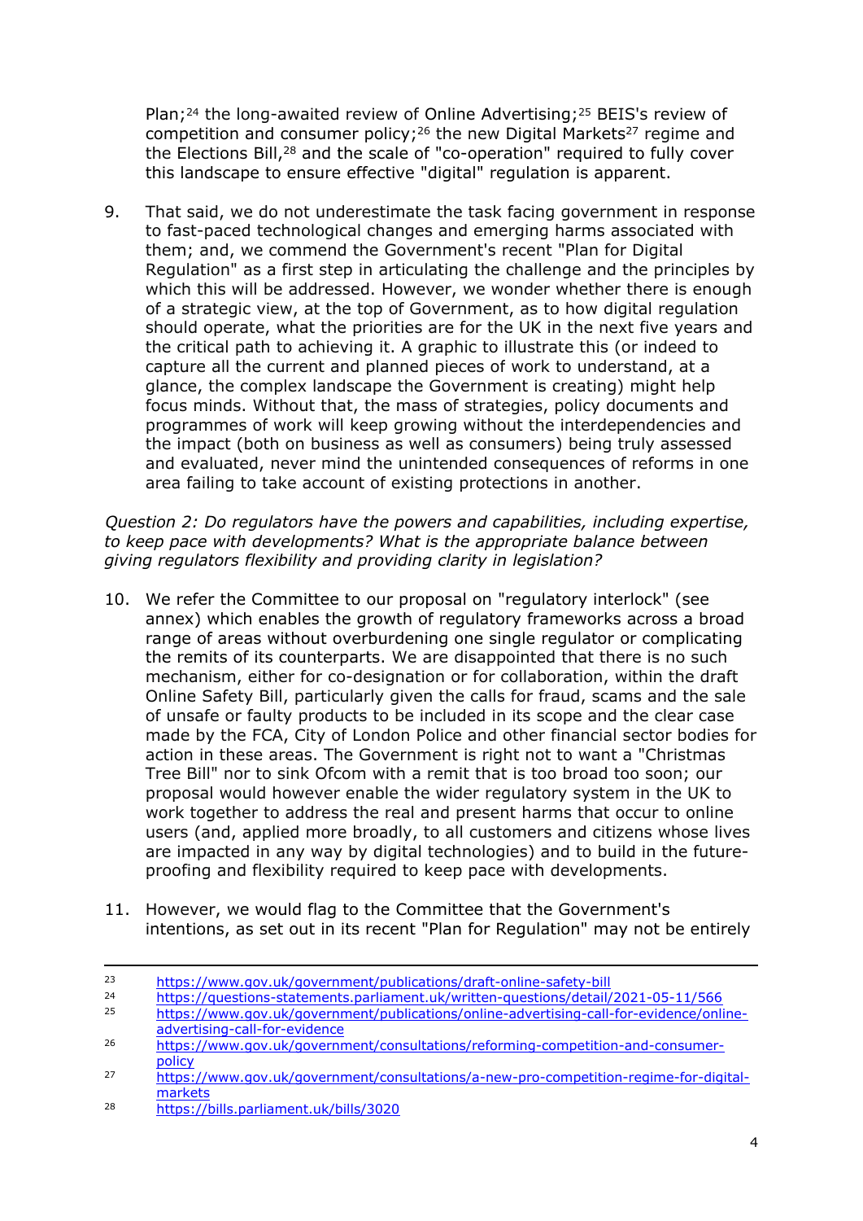Plan;[24] the long-awaited review of Online Advertising;[25] BEIS's review of competition and consumer policy;[26] the new Digital Markets[27] regime and the Elections Bill,[28] and the scale of "co-operation" required to fully cover this landscape to ensure effective "digital" regulation is apparent.

9. That said, we do not underestimate the task facing government in response to fast-paced technological changes and emerging harms associated with them; and, we commend the Government's recent "Plan for Digital Regulation" as a first step in articulating the challenge and the principles by which this will be addressed. However, we wonder whether there is enough of a strategic view, at the top of Government, as to how digital regulation should operate, what the priorities are for the UK in the next five years and the critical path to achieving it. A graphic to illustrate this (or indeed to capture all the current and planned pieces of work to understand, at a glance, the complex landscape the Government is creating) might help focus minds. Without that, the mass of strategies, policy documents and programmes of work will keep growing without the interdependencies and the impact (both on business as well as consumers) being truly assessed and evaluated, never mind the unintended consequences of reforms in one area failing to take account of existing protections in another.

*Question 2: Do regulators have the powers and capabilities, including expertise, to keep pace with developments? What is the appropriate balance between giving regulators flexibility and providing clarity in legislation?*

10. We refer the Committee to our proposal on "regulatory interlock" (see annex) which enables the growth of regulatory frameworks across a broad range of areas without overburdening one single regulator or complicating the remits of its counterparts. We are disappointed that there is no such mechanism, either for co-designation or for collaboration, within the draft Online Safety Bill, particularly given the calls for fraud, scams and the sale of unsafe or faulty products to be included in its scope and the clear case made by the FCA, City of London Police and other financial sector bodies for action in these areas. The Government is right not to want a "Christmas Tree Bill" nor to sink Ofcom with a remit that is too broad too soon; our proposal would however enable the wider regulatory system in the UK to work together to address the real and present harms that occur to online users (and, applied more broadly, to all customers and citizens whose lives are impacted in any way by digital technologies) and to build in the future-proofing and flexibility required to keep pace with developments.

11. However, we would flag to the Committee that the Government's intentions, as set out in its recent "Plan for Regulation" may not be entirely

---

[23] https://www.gov.uk/government/publications/draft-online-safety-bill

[24] https://questions-statements.parliament.uk/written-questions/detail/2021-05-11/566

[25] https://www.gov.uk/government/publications/online-advertising-call-for-evidence/online-advertising-call-for-evidence

[26] https://www.gov.uk/government/consultations/reforming-competition-and-consumer-policy

[27] https://www.gov.uk/government/consultations/a-new-pro-competition-regime-for-digital-markets

[28] https://bills.parliament.uk/bills/3020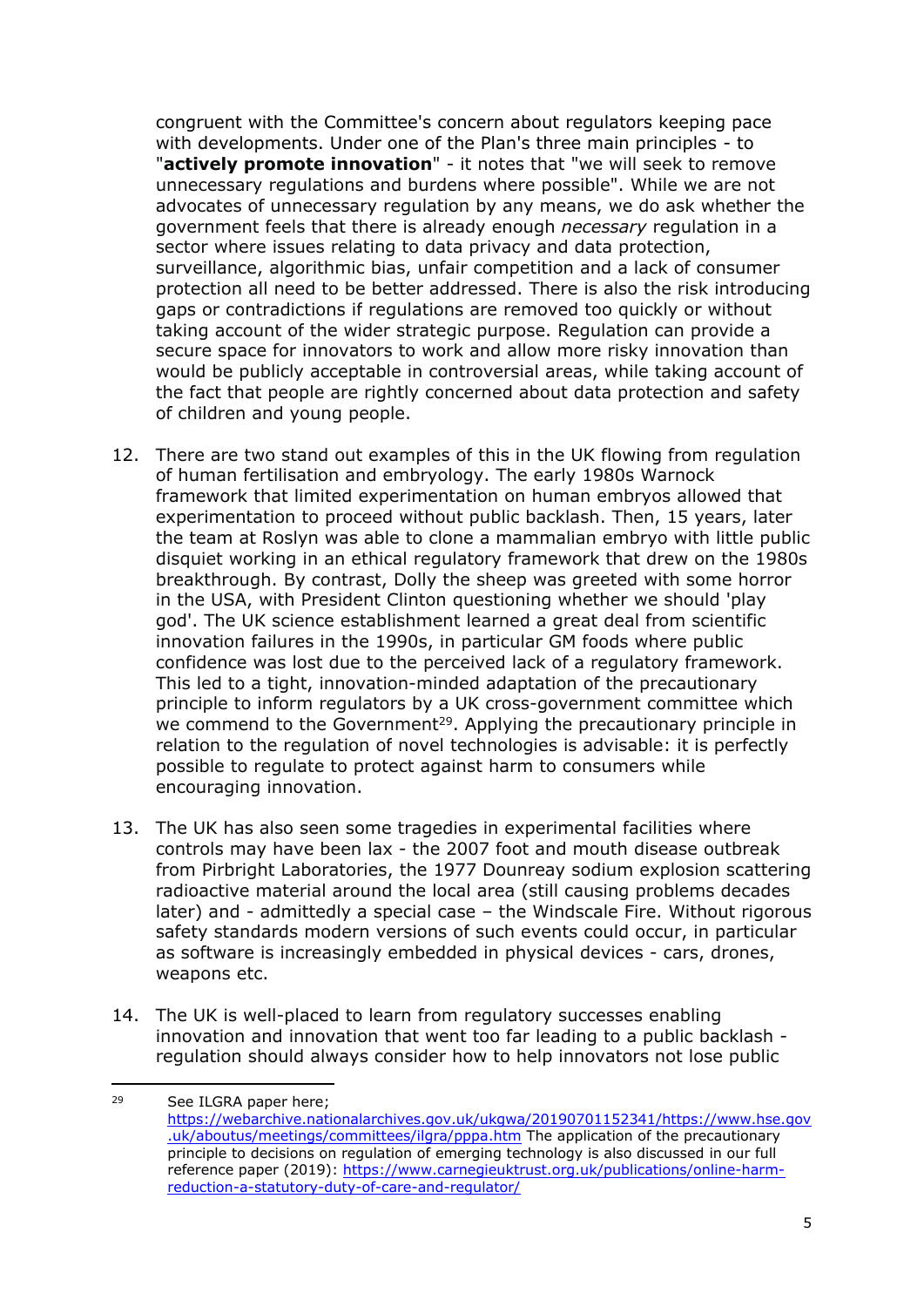congruent with the Committee's concern about regulators keeping pace with developments. Under one of the Plan's three main principles - to "**actively promote innovation**" - it notes that "we will seek to remove unnecessary regulations and burdens where possible". While we are not advocates of unnecessary regulation by any means, we do ask whether the government feels that there is already enough *necessary* regulation in a sector where issues relating to data privacy and data protection, surveillance, algorithmic bias, unfair competition and a lack of consumer protection all need to be better addressed. There is also the risk introducing gaps or contradictions if regulations are removed too quickly or without taking account of the wider strategic purpose. Regulation can provide a secure space for innovators to work and allow more risky innovation than would be publicly acceptable in controversial areas, while taking account of the fact that people are rightly concerned about data protection and safety of children and young people.

12. There are two stand out examples of this in the UK flowing from regulation of human fertilisation and embryology. The early 1980s Warnock framework that limited experimentation on human embryos allowed that experimentation to proceed without public backlash. Then, 15 years, later the team at Roslyn was able to clone a mammalian embryo with little public disquiet working in an ethical regulatory framework that drew on the 1980s breakthrough. By contrast, Dolly the sheep was greeted with some horror in the USA, with President Clinton questioning whether we should 'play god'. The UK science establishment learned a great deal from scientific innovation failures in the 1990s, in particular GM foods where public confidence was lost due to the perceived lack of a regulatory framework. This led to a tight, innovation-minded adaptation of the precautionary principle to inform regulators by a UK cross-government committee which we commend to the Government[29]. Applying the precautionary principle in relation to the regulation of novel technologies is advisable: it is perfectly possible to regulate to protect against harm to consumers while encouraging innovation.

13. The UK has also seen some tragedies in experimental facilities where controls may have been lax - the 2007 foot and mouth disease outbreak from Pirbright Laboratories, the 1977 Dounreay sodium explosion scattering radioactive material around the local area (still causing problems decades later) and - admittedly a special case – the Windscale Fire. Without rigorous safety standards modern versions of such events could occur, in particular as software is increasingly embedded in physical devices - cars, drones, weapons etc.

14. The UK is well-placed to learn from regulatory successes enabling innovation and innovation that went too far leading to a public backlash - regulation should always consider how to help innovators not lose public

---

[29] See ILGRA paper here; https://webarchive.nationalarchives.gov.uk/ukgwa/20190701152341/https://www.hse.gov.uk/aboutus/meetings/committees/ilgra/pppa.htm The application of the precautionary principle to decisions on regulation of emerging technology is also discussed in our full reference paper (2019): https://www.carnegieuktrust.org.uk/publications/online-harm-reduction-a-statutory-duty-of-care-and-regulator/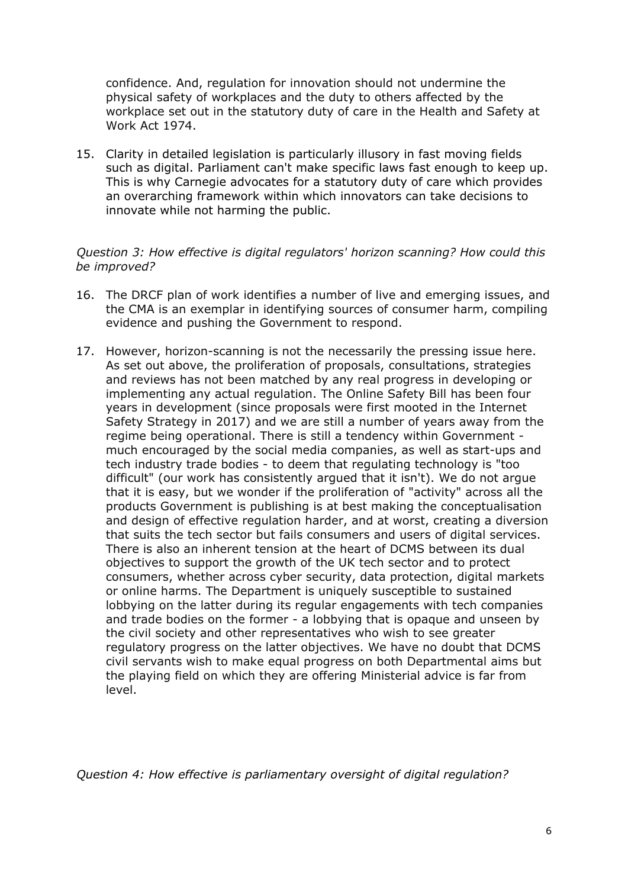confidence. And, regulation for innovation should not undermine the physical safety of workplaces and the duty to others affected by the workplace set out in the statutory duty of care in the Health and Safety at Work Act 1974.

15. Clarity in detailed legislation is particularly illusory in fast moving fields such as digital. Parliament can't make specific laws fast enough to keep up. This is why Carnegie advocates for a statutory duty of care which provides an overarching framework within which innovators can take decisions to innovate while not harming the public.

*Question 3: How effective is digital regulators' horizon scanning? How could this be improved?*

16. The DRCF plan of work identifies a number of live and emerging issues, and the CMA is an exemplar in identifying sources of consumer harm, compiling evidence and pushing the Government to respond.

17. However, horizon-scanning is not the necessarily the pressing issue here. As set out above, the proliferation of proposals, consultations, strategies and reviews has not been matched by any real progress in developing or implementing any actual regulation. The Online Safety Bill has been four years in development (since proposals were first mooted in the Internet Safety Strategy in 2017) and we are still a number of years away from the regime being operational. There is still a tendency within Government - much encouraged by the social media companies, as well as start-ups and tech industry trade bodies - to deem that regulating technology is "too difficult" (our work has consistently argued that it isn't). We do not argue that it is easy, but we wonder if the proliferation of "activity" across all the products Government is publishing is at best making the conceptualisation and design of effective regulation harder, and at worst, creating a diversion that suits the tech sector but fails consumers and users of digital services. There is also an inherent tension at the heart of DCMS between its dual objectives to support the growth of the UK tech sector and to protect consumers, whether across cyber security, data protection, digital markets or online harms. The Department is uniquely susceptible to sustained lobbying on the latter during its regular engagements with tech companies and trade bodies on the former - a lobbying that is opaque and unseen by the civil society and other representatives who wish to see greater regulatory progress on the latter objectives. We have no doubt that DCMS civil servants wish to make equal progress on both Departmental aims but the playing field on which they are offering Ministerial advice is far from level.

*Question 4: How effective is parliamentary oversight of digital regulation?*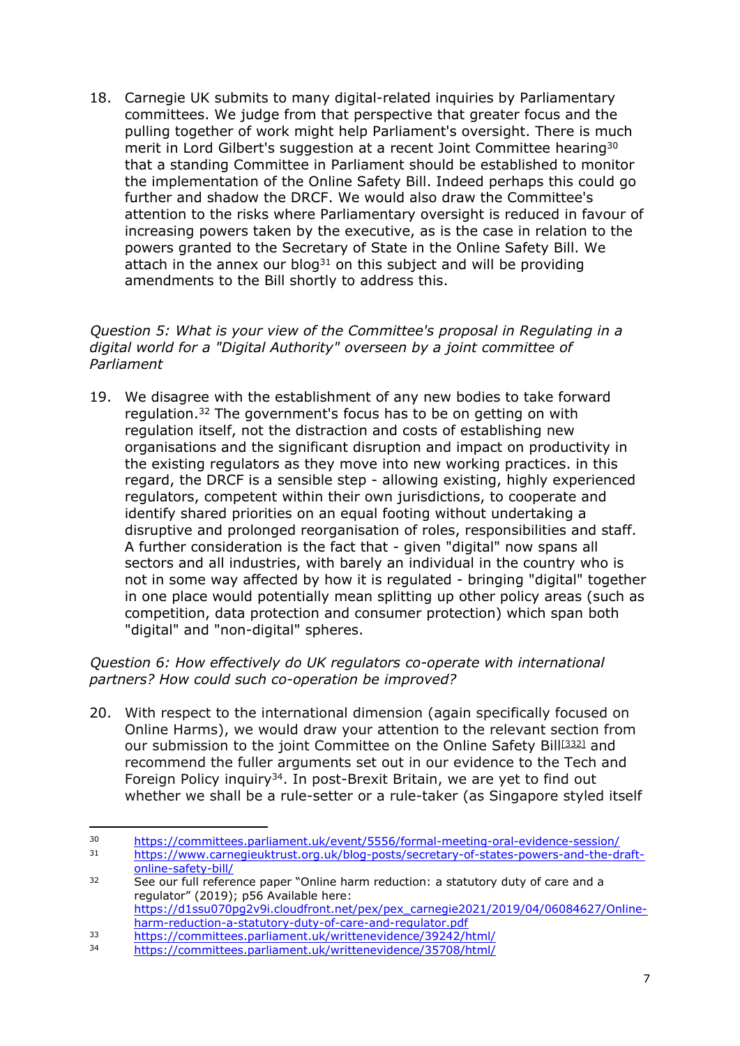18. Carnegie UK submits to many digital-related inquiries by Parliamentary committees. We judge from that perspective that greater focus and the pulling together of work might help Parliament's oversight. There is much merit in Lord Gilbert's suggestion at a recent Joint Committee hearing[30] that a standing Committee in Parliament should be established to monitor the implementation of the Online Safety Bill. Indeed perhaps this could go further and shadow the DRCF. We would also draw the Committee's attention to the risks where Parliamentary oversight is reduced in favour of increasing powers taken by the executive, as is the case in relation to the powers granted to the Secretary of State in the Online Safety Bill. We attach in the annex our blog[31] on this subject and will be providing amendments to the Bill shortly to address this.

*Question 5: What is your view of the Committee's proposal in Regulating in a digital world for a "Digital Authority" overseen by a joint committee of Parliament*

19. We disagree with the establishment of any new bodies to take forward regulation.[32] The government's focus has to be on getting on with regulation itself, not the distraction and costs of establishing new organisations and the significant disruption and impact on productivity in the existing regulators as they move into new working practices. in this regard, the DRCF is a sensible step - allowing existing, highly experienced regulators, competent within their own jurisdictions, to cooperate and identify shared priorities on an equal footing without undertaking a disruptive and prolonged reorganisation of roles, responsibilities and staff. A further consideration is the fact that - given "digital" now spans all sectors and all industries, with barely an individual in the country who is not in some way affected by how it is regulated - bringing "digital" together in one place would potentially mean splitting up other policy areas (such as competition, data protection and consumer protection) which span both "digital" and "non-digital" spheres.

*Question 6: How effectively do UK regulators co-operate with international partners? How could such co-operation be improved?*

20. With respect to the international dimension (again specifically focused on Online Harms), we would draw your attention to the relevant section from our submission to the joint Committee on the Online Safety Bill[332] and recommend the fuller arguments set out in our evidence to the Tech and Foreign Policy inquiry[34]. In post-Brexit Britain, we are yet to find out whether we shall be a rule-setter or a rule-taker (as Singapore styled itself

---

[30] https://committees.parliament.uk/event/5556/formal-meeting-oral-evidence-session/

[31] https://www.carnegieuktrust.org.uk/blog-posts/secretary-of-states-powers-and-the-draft-online-safety-bill/

[32] See our full reference paper "Online harm reduction: a statutory duty of care and a regulator" (2019); p56 Available here: https://d1ssu070pg2v9i.cloudfront.net/pex/pex_carnegie2021/2019/04/06084627/Online-harm-reduction-a-statutory-duty-of-care-and-regulator.pdf

[33] https://committees.parliament.uk/writtenevidence/39242/html/

[34] https://committees.parliament.uk/writtenevidence/35708/html/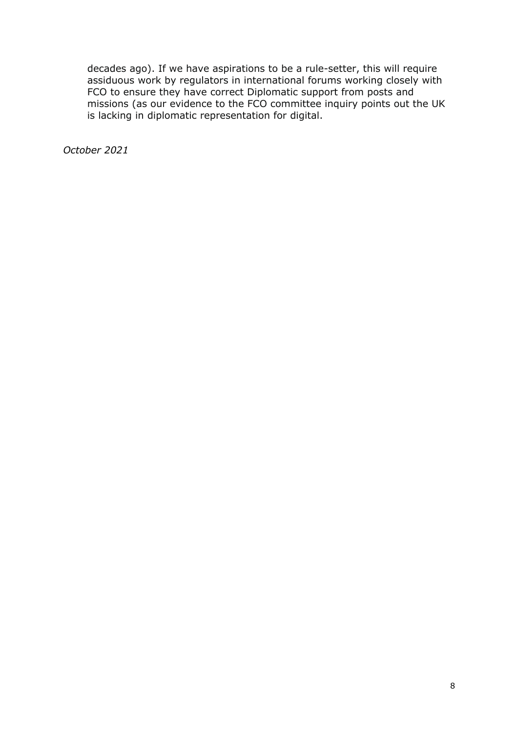decades ago). If we have aspirations to be a rule-setter, this will require assiduous work by regulators in international forums working closely with FCO to ensure they have correct Diplomatic support from posts and missions (as our evidence to the FCO committee inquiry points out the UK is lacking in diplomatic representation for digital.

*October 2021*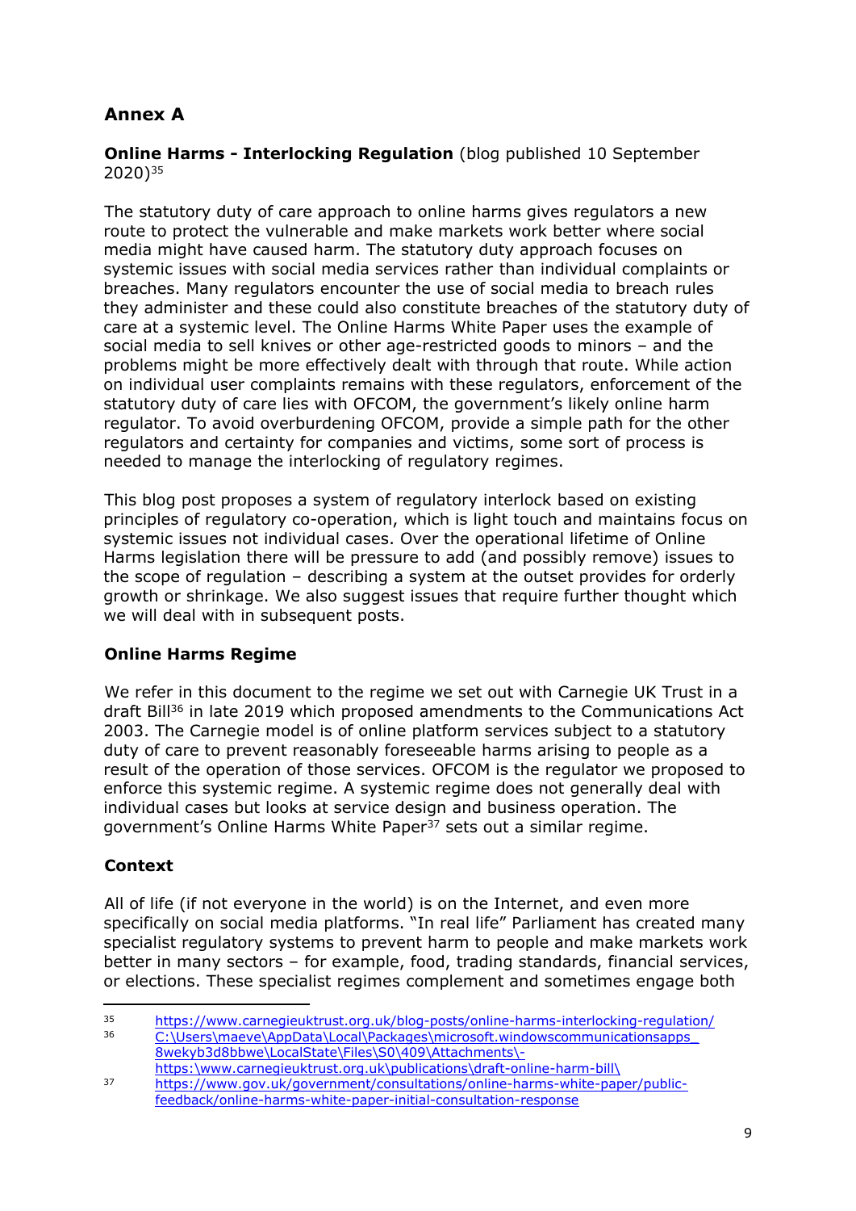## Annex A

**Online Harms - Interlocking Regulation** (blog published 10 September 2020)[35]

The statutory duty of care approach to online harms gives regulators a new route to protect the vulnerable and make markets work better where social media might have caused harm. The statutory duty approach focuses on systemic issues with social media services rather than individual complaints or breaches. Many regulators encounter the use of social media to breach rules they administer and these could also constitute breaches of the statutory duty of care at a systemic level. The Online Harms White Paper uses the example of social media to sell knives or other age-restricted goods to minors – and the problems might be more effectively dealt with through that route. While action on individual user complaints remains with these regulators, enforcement of the statutory duty of care lies with OFCOM, the government's likely online harm regulator. To avoid overburdening OFCOM, provide a simple path for the other regulators and certainty for companies and victims, some sort of process is needed to manage the interlocking of regulatory regimes.

This blog post proposes a system of regulatory interlock based on existing principles of regulatory co-operation, which is light touch and maintains focus on systemic issues not individual cases. Over the operational lifetime of Online Harms legislation there will be pressure to add (and possibly remove) issues to the scope of regulation – describing a system at the outset provides for orderly growth or shrinkage. We also suggest issues that require further thought which we will deal with in subsequent posts.

### Online Harms Regime

We refer in this document to the regime we set out with Carnegie UK Trust in a draft Bill[36] in late 2019 which proposed amendments to the Communications Act 2003. The Carnegie model is of online platform services subject to a statutory duty of care to prevent reasonably foreseeable harms arising to people as a result of the operation of those services. OFCOM is the regulator we proposed to enforce this systemic regime. A systemic regime does not generally deal with individual cases but looks at service design and business operation. The government's Online Harms White Paper[37] sets out a similar regime.

### Context

All of life (if not everyone in the world) is on the Internet, and even more specifically on social media platforms. "In real life" Parliament has created many specialist regulatory systems to prevent harm to people and make markets work better in many sectors – for example, food, trading standards, financial services, or elections. These specialist regimes complement and sometimes engage both

---

[35] https://www.carnegieuktrust.org.uk/blog-posts/online-harms-interlocking-regulation/

[36] C:\Users\maeve\AppData\Local\Packages\microsoft.windowscommunicationsapps_8wekyb3d8bbwe\LocalState\Files\S0\409\Attachments\-https:\www.carnegieuktrust.org.uk\publications\draft-online-harm-bill\

[37] https://www.gov.uk/government/consultations/online-harms-white-paper/public-feedback/online-harms-white-paper-initial-consultation-response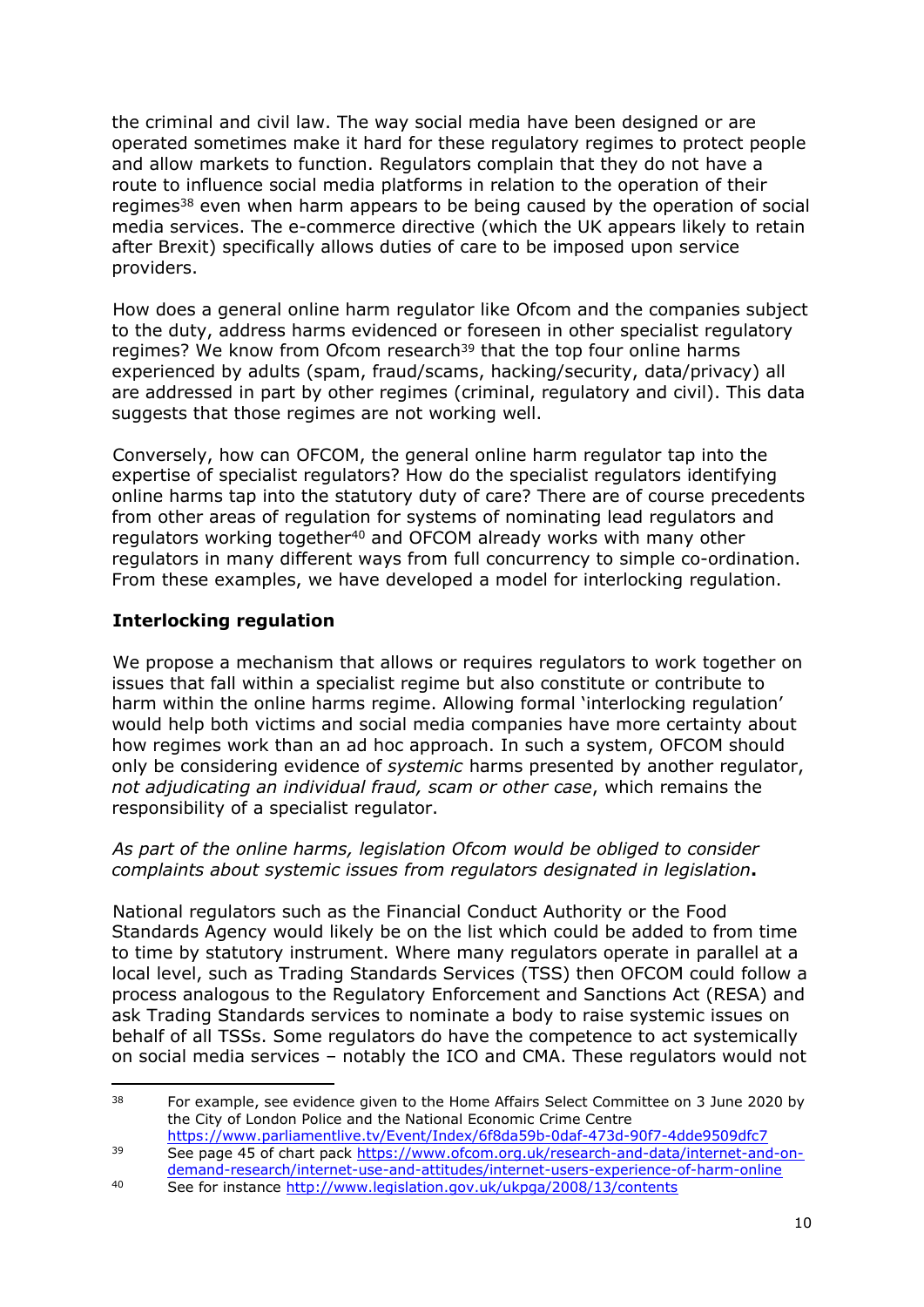the criminal and civil law. The way social media have been designed or are operated sometimes make it hard for these regulatory regimes to protect people and allow markets to function. Regulators complain that they do not have a route to influence social media platforms in relation to the operation of their regimes[38] even when harm appears to be being caused by the operation of social media services. The e-commerce directive (which the UK appears likely to retain after Brexit) specifically allows duties of care to be imposed upon service providers.

How does a general online harm regulator like Ofcom and the companies subject to the duty, address harms evidenced or foreseen in other specialist regulatory regimes? We know from Ofcom research[39] that the top four online harms experienced by adults (spam, fraud/scams, hacking/security, data/privacy) all are addressed in part by other regimes (criminal, regulatory and civil). This data suggests that those regimes are not working well.

Conversely, how can OFCOM, the general online harm regulator tap into the expertise of specialist regulators? How do the specialist regulators identifying online harms tap into the statutory duty of care? There are of course precedents from other areas of regulation for systems of nominating lead regulators and regulators working together[40] and OFCOM already works with many other regulators in many different ways from full concurrency to simple co-ordination. From these examples, we have developed a model for interlocking regulation.

## Interlocking regulation

We propose a mechanism that allows or requires regulators to work together on issues that fall within a specialist regime but also constitute or contribute to harm within the online harms regime. Allowing formal 'interlocking regulation' would help both victims and social media companies have more certainty about how regimes work than an ad hoc approach. In such a system, OFCOM should only be considering evidence of *systemic* harms presented by another regulator, *not adjudicating an individual fraud, scam or other case*, which remains the responsibility of a specialist regulator.

*As part of the online harms, legislation Ofcom would be obliged to consider complaints about systemic issues from regulators designated in legislation***.**

National regulators such as the Financial Conduct Authority or the Food Standards Agency would likely be on the list which could be added to from time to time by statutory instrument. Where many regulators operate in parallel at a local level, such as Trading Standards Services (TSS) then OFCOM could follow a process analogous to the Regulatory Enforcement and Sanctions Act (RESA) and ask Trading Standards services to nominate a body to raise systemic issues on behalf of all TSSs. Some regulators do have the competence to act systemically on social media services – notably the ICO and CMA. These regulators would not

---

[38] For example, see evidence given to the Home Affairs Select Committee on 3 June 2020 by the City of London Police and the National Economic Crime Centre https://www.parliamentlive.tv/Event/Index/6f8da59b-0daf-473d-90f7-4dde9509dfc7

[39] See page 45 of chart pack https://www.ofcom.org.uk/research-and-data/internet-and-on-demand-research/internet-use-and-attitudes/internet-users-experience-of-harm-online

[40] See for instance http://www.legislation.gov.uk/ukpga/2008/13/contents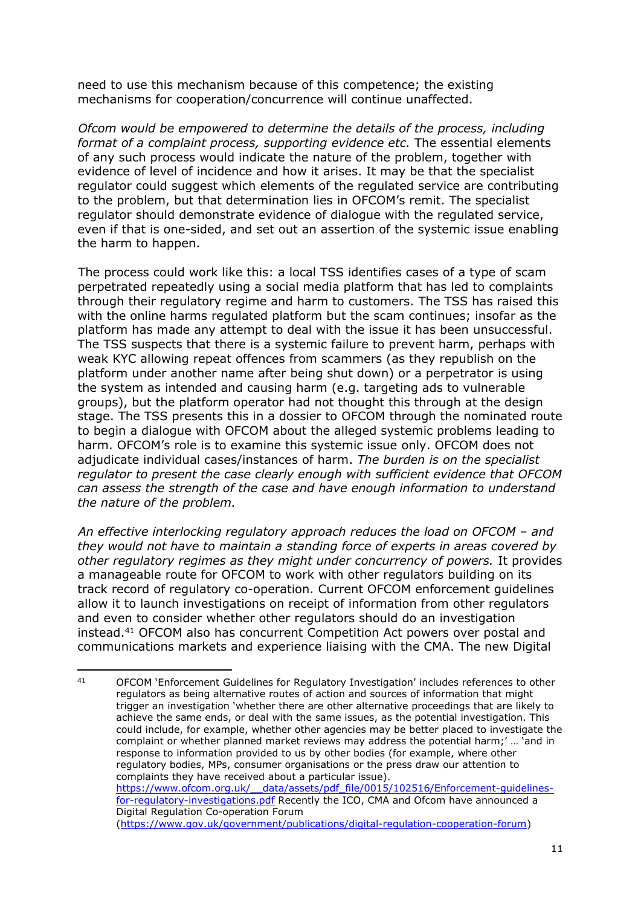need to use this mechanism because of this competence; the existing mechanisms for cooperation/concurrence will continue unaffected.

*Ofcom would be empowered to determine the details of the process, including format of a complaint process, supporting evidence etc.* The essential elements of any such process would indicate the nature of the problem, together with evidence of level of incidence and how it arises. It may be that the specialist regulator could suggest which elements of the regulated service are contributing to the problem, but that determination lies in OFCOM's remit. The specialist regulator should demonstrate evidence of dialogue with the regulated service, even if that is one-sided, and set out an assertion of the systemic issue enabling the harm to happen.

The process could work like this: a local TSS identifies cases of a type of scam perpetrated repeatedly using a social media platform that has led to complaints through their regulatory regime and harm to customers. The TSS has raised this with the online harms regulated platform but the scam continues; insofar as the platform has made any attempt to deal with the issue it has been unsuccessful. The TSS suspects that there is a systemic failure to prevent harm, perhaps with weak KYC allowing repeat offences from scammers (as they republish on the platform under another name after being shut down) or a perpetrator is using the system as intended and causing harm (e.g. targeting ads to vulnerable groups), but the platform operator had not thought this through at the design stage. The TSS presents this in a dossier to OFCOM through the nominated route to begin a dialogue with OFCOM about the alleged systemic problems leading to harm. OFCOM's role is to examine this systemic issue only. OFCOM does not adjudicate individual cases/instances of harm. *The burden is on the specialist regulator to present the case clearly enough with sufficient evidence that OFCOM can assess the strength of the case and have enough information to understand the nature of the problem.*

*An effective interlocking regulatory approach reduces the load on OFCOM – and they would not have to maintain a standing force of experts in areas covered by other regulatory regimes as they might under concurrency of powers.* It provides a manageable route for OFCOM to work with other regulators building on its track record of regulatory co-operation. Current OFCOM enforcement guidelines allow it to launch investigations on receipt of information from other regulators and even to consider whether other regulators should do an investigation instead.[41] OFCOM also has concurrent Competition Act powers over postal and communications markets and experience liaising with the CMA. The new Digital

---

[41] OFCOM 'Enforcement Guidelines for Regulatory Investigation' includes references to other regulators as being alternative routes of action and sources of information that might trigger an investigation 'whether there are other alternative proceedings that are likely to achieve the same ends, or deal with the same issues, as the potential investigation. This could include, for example, whether other agencies may be better placed to investigate the complaint or whether planned market reviews may address the potential harm;' … 'and in response to information provided to us by other bodies (for example, where other regulatory bodies, MPs, consumer organisations or the press draw our attention to complaints they have received about a particular issue). https://www.ofcom.org.uk/__data/assets/pdf_file/0015/102516/Enforcement-guidelines-for-regulatory-investigations.pdf Recently the ICO, CMA and Ofcom have announced a Digital Regulation Co-operation Forum (https://www.gov.uk/government/publications/digital-regulation-cooperation-forum)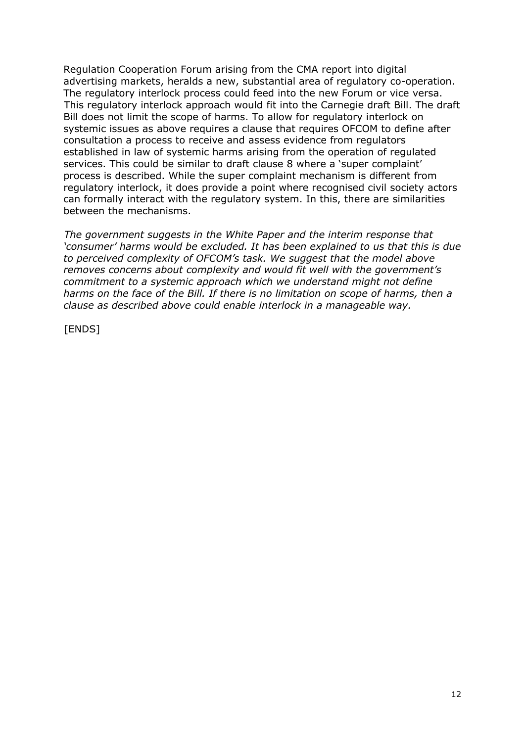Regulation Cooperation Forum arising from the CMA report into digital advertising markets, heralds a new, substantial area of regulatory co-operation. The regulatory interlock process could feed into the new Forum or vice versa. This regulatory interlock approach would fit into the Carnegie draft Bill. The draft Bill does not limit the scope of harms. To allow for regulatory interlock on systemic issues as above requires a clause that requires OFCOM to define after consultation a process to receive and assess evidence from regulators established in law of systemic harms arising from the operation of regulated services. This could be similar to draft clause 8 where a 'super complaint' process is described. While the super complaint mechanism is different from regulatory interlock, it does provide a point where recognised civil society actors can formally interact with the regulatory system. In this, there are similarities between the mechanisms.

*The government suggests in the White Paper and the interim response that 'consumer' harms would be excluded. It has been explained to us that this is due to perceived complexity of OFCOM's task. We suggest that the model above removes concerns about complexity and would fit well with the government's commitment to a systemic approach which we understand might not define harms on the face of the Bill. If there is no limitation on scope of harms, then a clause as described above could enable interlock in a manageable way.*

[ENDS]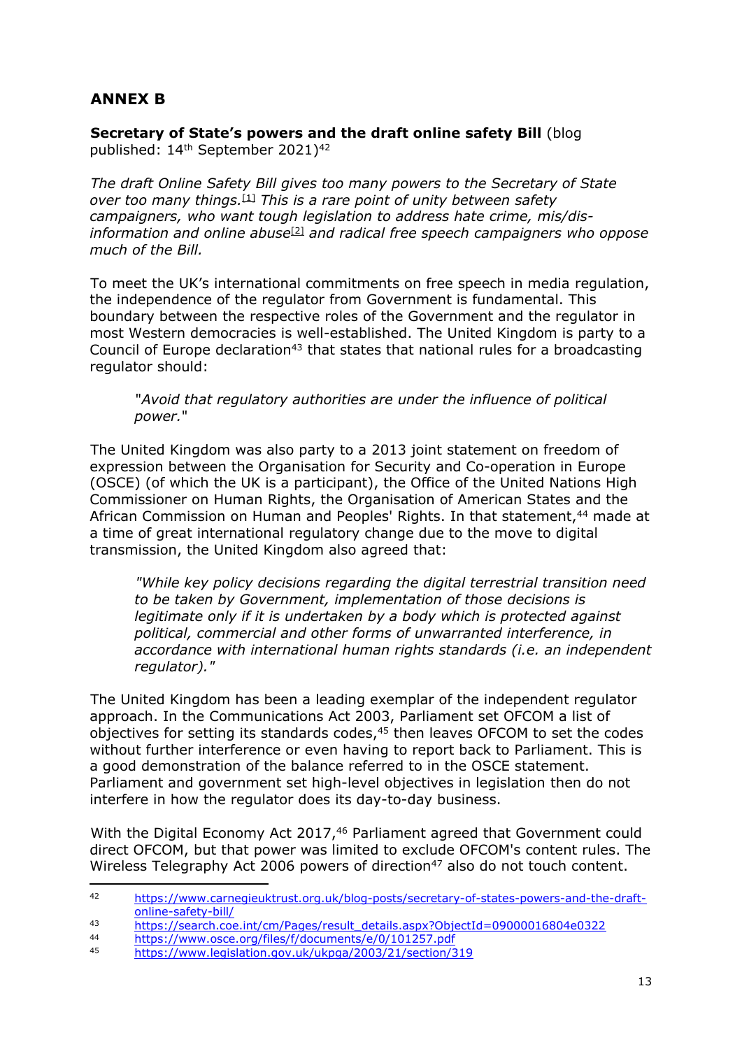## ANNEX B

**Secretary of State's powers and the draft online safety Bill** (blog published: 14th September 2021)[42]

*The draft Online Safety Bill gives too many powers to the Secretary of State over too many things.*[1] *This is a rare point of unity between safety campaigners, who want tough legislation to address hate crime, mis/dis-information and online abuse*[2] *and radical free speech campaigners who oppose much of the Bill.*

To meet the UK's international commitments on free speech in media regulation, the independence of the regulator from Government is fundamental. This boundary between the respective roles of the Government and the regulator in most Western democracies is well-established. The United Kingdom is party to a Council of Europe declaration[43] that states that national rules for a broadcasting regulator should:

> "*Avoid that regulatory authorities are under the influence of political power.*"

The United Kingdom was also party to a 2013 joint statement on freedom of expression between the Organisation for Security and Co-operation in Europe (OSCE) (of which the UK is a participant), the Office of the United Nations High Commissioner on Human Rights, the Organisation of American States and the African Commission on Human and Peoples' Rights. In that statement,[44] made at a time of great international regulatory change due to the move to digital transmission, the United Kingdom also agreed that:

> *"While key policy decisions regarding the digital terrestrial transition need to be taken by Government, implementation of those decisions is legitimate only if it is undertaken by a body which is protected against political, commercial and other forms of unwarranted interference, in accordance with international human rights standards (i.e. an independent regulator)."*

The United Kingdom has been a leading exemplar of the independent regulator approach. In the Communications Act 2003, Parliament set OFCOM a list of objectives for setting its standards codes,[45] then leaves OFCOM to set the codes without further interference or even having to report back to Parliament. This is a good demonstration of the balance referred to in the OSCE statement. Parliament and government set high-level objectives in legislation then do not interfere in how the regulator does its day-to-day business.

With the Digital Economy Act 2017,[46] Parliament agreed that Government could direct OFCOM, but that power was limited to exclude OFCOM's content rules. The Wireless Telegraphy Act 2006 powers of direction[47] also do not touch content.

---

[42] https://www.carnegieuktrust.org.uk/blog-posts/secretary-of-states-powers-and-the-draft-online-safety-bill/

[43] https://search.coe.int/cm/Pages/result_details.aspx?ObjectId=09000016804e0322

[44] https://www.osce.org/files/f/documents/e/0/101257.pdf

[45] https://www.legislation.gov.uk/ukpga/2003/21/section/319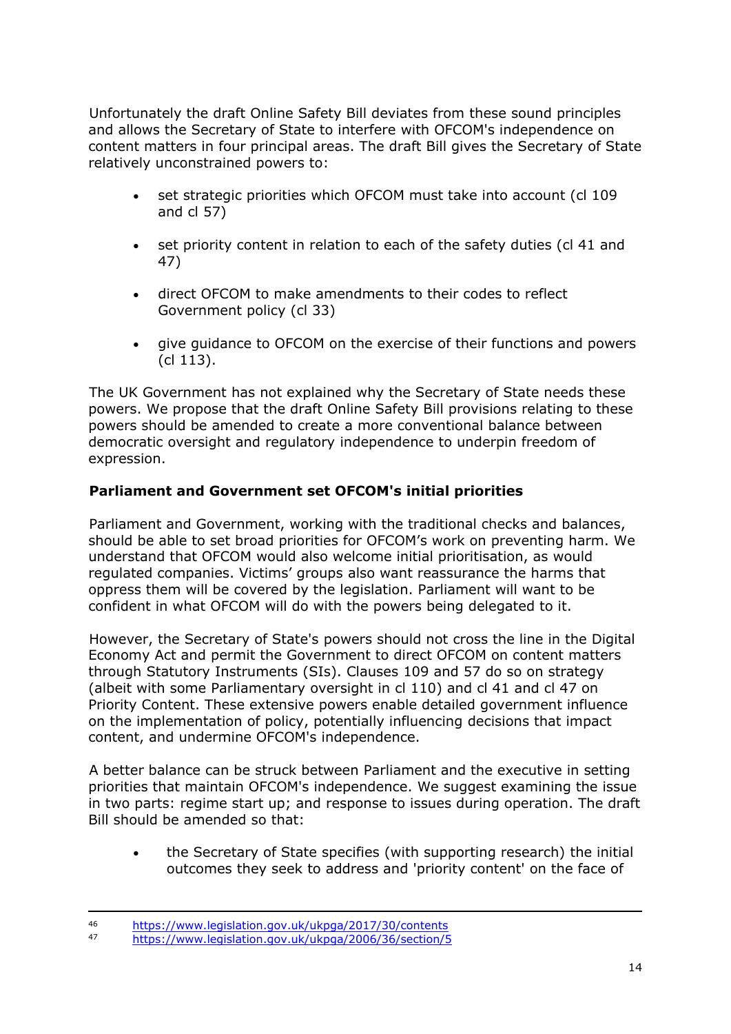Unfortunately the draft Online Safety Bill deviates from these sound principles and allows the Secretary of State to interfere with OFCOM's independence on content matters in four principal areas. The draft Bill gives the Secretary of State relatively unconstrained powers to:

- set strategic priorities which OFCOM must take into account (cl 109 and cl 57)
- set priority content in relation to each of the safety duties (cl 41 and 47)
- direct OFCOM to make amendments to their codes to reflect Government policy (cl 33)
- give guidance to OFCOM on the exercise of their functions and powers (cl 113).

The UK Government has not explained why the Secretary of State needs these powers. We propose that the draft Online Safety Bill provisions relating to these powers should be amended to create a more conventional balance between democratic oversight and regulatory independence to underpin freedom of expression.

**Parliament and Government set OFCOM's initial priorities**

Parliament and Government, working with the traditional checks and balances, should be able to set broad priorities for OFCOM's work on preventing harm. We understand that OFCOM would also welcome initial prioritisation, as would regulated companies. Victims' groups also want reassurance the harms that oppress them will be covered by the legislation. Parliament will want to be confident in what OFCOM will do with the powers being delegated to it.

However, the Secretary of State's powers should not cross the line in the Digital Economy Act and permit the Government to direct OFCOM on content matters through Statutory Instruments (SIs). Clauses 109 and 57 do so on strategy (albeit with some Parliamentary oversight in cl 110) and cl 41 and cl 47 on Priority Content. These extensive powers enable detailed government influence on the implementation of policy, potentially influencing decisions that impact content, and undermine OFCOM's independence.

A better balance can be struck between Parliament and the executive in setting priorities that maintain OFCOM's independence. We suggest examining the issue in two parts: regime start up; and response to issues during operation. The draft Bill should be amended so that:

- the Secretary of State specifies (with supporting research) the initial outcomes they seek to address and 'priority content' on the face of

---

[46] https://www.legislation.gov.uk/ukpga/2017/30/contents

[47] https://www.legislation.gov.uk/ukpga/2006/36/section/5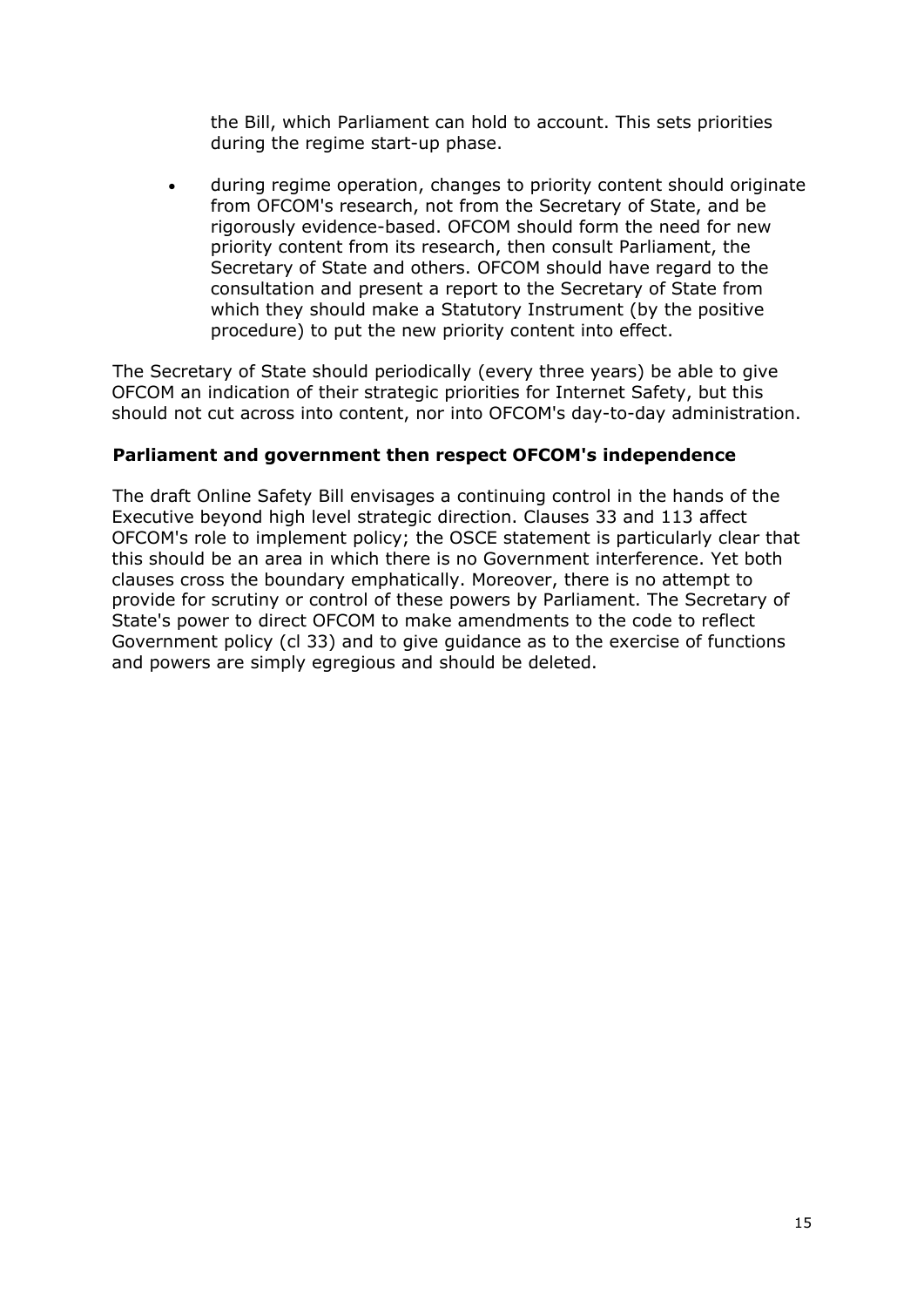the Bill, which Parliament can hold to account. This sets priorities during the regime start-up phase.

- during regime operation, changes to priority content should originate from OFCOM's research, not from the Secretary of State, and be rigorously evidence-based. OFCOM should form the need for new priority content from its research, then consult Parliament, the Secretary of State and others. OFCOM should have regard to the consultation and present a report to the Secretary of State from which they should make a Statutory Instrument (by the positive procedure) to put the new priority content into effect.

The Secretary of State should periodically (every three years) be able to give OFCOM an indication of their strategic priorities for Internet Safety, but this should not cut across into content, nor into OFCOM's day-to-day administration.

**Parliament and government then respect OFCOM's independence**

The draft Online Safety Bill envisages a continuing control in the hands of the Executive beyond high level strategic direction. Clauses 33 and 113 affect OFCOM's role to implement policy; the OSCE statement is particularly clear that this should be an area in which there is no Government interference. Yet both clauses cross the boundary emphatically. Moreover, there is no attempt to provide for scrutiny or control of these powers by Parliament. The Secretary of State's power to direct OFCOM to make amendments to the code to reflect Government policy (cl 33) and to give guidance as to the exercise of functions and powers are simply egregious and should be deleted.